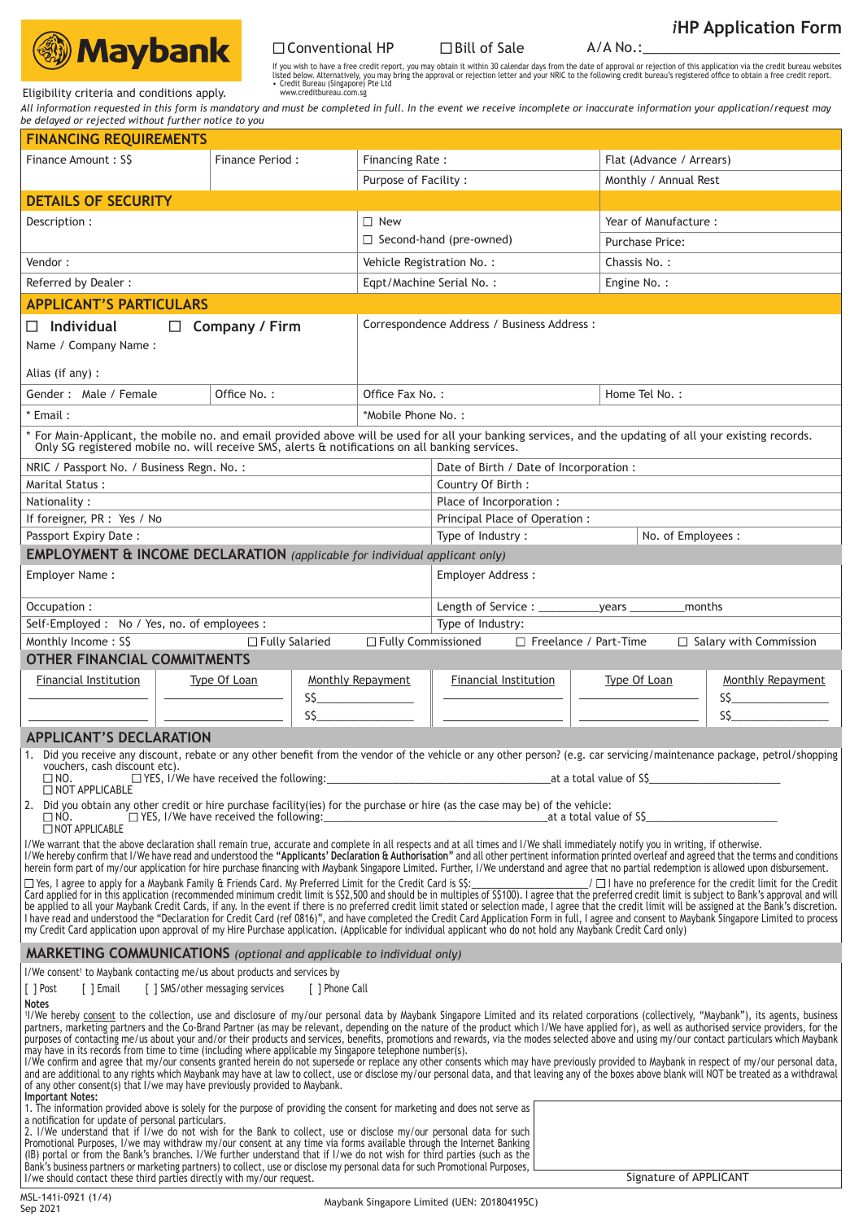# iHP Application Form

Maybank

☐ Conventional HP ☐ Bill of Sale A/A No.:\_\_\_\_\_\_\_\_\_\_\_\_\_\_\_\_\_\_\_\_

If you wish to have a free credit report, you may obtain it within 30 calendar days from the date of approval or rejection of this application via the credit bureau websites listed below. Alternatively, you may bring the approval or rejection letter and your NRIC to the following credit bureau's registered office to obtain a free credit report.
- Credit Bureau (Singapore) Pte Ltd www.creditbureau.com.sg

Eligibility criteria and conditions apply.

*All information requested in this form is mandatory and must be completed in full. In the event we receive incomplete or inaccurate information your application/request may be delayed or rejected without further notice to you*

## FINANCING REQUIREMENTS

| | | | |
|---|---|---|---|
| Finance Amount : S$ | Finance Period : | Financing Rate : | Flat (Advance / Arrears) |
| | | Purpose of Facility : | Monthly / Annual Rest |

## DETAILS OF SECURITY

| | | |
|---|---|---|
| Description : | ☐ New | Year of Manufacture : |
| | ☐ Second-hand (pre-owned) | Purchase Price: |
| Vendor : | Vehicle Registration No. : | Chassis No. : |
| Referred by Dealer : | Eqpt/Machine Serial No. : | Engine No. : |

## APPLICANT'S PARTICULARS

| | | | |
|---|---|---|---|
| ☐ **Individual** ☐ **Company / Firm**<br>Name / Company Name :<br><br>Alias (if any) : | | Correspondence Address / Business Address : | |
| Gender : Male / Female | Office No. : | Office Fax No. : | Home Tel No. : |
| * Email : | | *Mobile Phone No. : | |

\* For Main-Applicant, the mobile no. and email provided above will be used for all your banking services, and the updating of all your existing records. Only SG registered mobile no. will receive SMS, alerts & notifications on all banking services.

| | |
|---|---|
| NRIC / Passport No. / Business Regn. No. : | Date of Birth / Date of Incorporation : |
| Marital Status : | Country Of Birth : |
| Nationality : | Place of Incorporation : |
| If foreigner, PR : Yes / No | Principal Place of Operation : |
| Passport Expiry Date : | Type of Industry : No. of Employees : |

## EMPLOYMENT & INCOME DECLARATION *(applicable for individual applicant only)*

| | |
|---|---|
| Employer Name : | Employer Address : |
| Occupation : | Length of Service : \_\_\_\_\_\_\_\_\_\_years \_\_\_\_\_\_\_\_\_months |
| Self-Employed : No / Yes, no. of employees : | Type of Industry: |

Monthly Income : S$ ☐ Fully Salaried ☐ Fully Commissioned ☐ Freelance / Part-Time ☐ Salary with Commission

## OTHER FINANCIAL COMMITMENTS

| Financial Institution | Type Of Loan | Monthly Repayment | Financial Institution | Type Of Loan | Monthly Repayment |
|---|---|---|---|---|---|
| \_\_\_\_\_\_\_\_\_\_ | \_\_\_\_\_\_\_\_\_\_ | S$\_\_\_\_\_\_\_\_\_\_ | \_\_\_\_\_\_\_\_\_\_ | \_\_\_\_\_\_\_\_\_\_ | S$\_\_\_\_\_\_\_\_\_\_ |
| \_\_\_\_\_\_\_\_\_\_ | \_\_\_\_\_\_\_\_\_\_ | S$\_\_\_\_\_\_\_\_\_\_ | \_\_\_\_\_\_\_\_\_\_ | \_\_\_\_\_\_\_\_\_\_ | S$\_\_\_\_\_\_\_\_\_\_ |

## APPLICANT'S DECLARATION

1. Did you receive any discount, rebate or any other benefit from the vendor of the vehicle or any other person? (e.g. car servicing/maintenance package, petrol/shopping vouchers, cash discount etc).
   ☐ NO. ☐ YES, I/We have received the following:\_\_\_\_\_\_\_\_\_\_\_\_\_\_\_\_\_\_\_\_at a total value of S$\_\_\_\_\_\_\_\_\_\_
   ☐ NOT APPLICABLE
2. Did you obtain any other credit or hire purchase facility(ies) for the purchase or hire (as the case may be) of the vehicle:
   ☐ NO. ☐ YES, I/We have received the following:\_\_\_\_\_\_\_\_\_\_\_\_\_\_\_\_\_\_\_\_at a total value of S$\_\_\_\_\_\_\_\_\_\_
   ☐ NOT APPLICABLE

I/We warrant that the above declaration shall remain true, accurate and complete in all respects and at all times and I/We shall immediately notify you in writing, if otherwise.
I/We hereby confirm that I/We have read and understood the **"Applicants' Declaration & Authorisation"** and all other pertinent information printed overleaf and agreed that the terms and conditions herein form part of my/our application for hire purchase financing with Maybank Singapore Limited. Further, I/We understand and agree that no partial redemption is allowed upon disbursement.

☐ Yes, I agree to apply for a Maybank Family & Friends Card. My Preferred Limit for the Credit Card is S$:\_\_\_\_\_\_\_\_\_\_\_\_\_\_\_\_\_\_\_\_/ ☐ I have no preference for the credit limit for the Credit Card applied for in this application (recommended minimum credit limit is S$2,500 and should be in multiples of S$100). I agree that the preferred credit limit is subject to Bank's approval and will be applied to all your Maybank Credit Cards, if any. In the event if there is no preferred credit limit stated or selection made, I agree that the credit limit will be assigned at the Bank's discretion. I have read and understood the "Declaration for Credit Card (ref 0816)", and have completed the Credit Card Application Form in full, I agree and consent to Maybank Singapore Limited to process my Credit Card application upon approval of my Hire Purchase application. (Applicable for individual applicant who do not hold any Maybank Credit Card only)

## MARKETING COMMUNICATIONS *(optional and applicable to individual only)*

I/We consent[1] to Maybank contacting me/us about products and services by

[ ] Post [ ] Email [ ] SMS/other messaging services [ ] Phone Call

**Notes**

[1]I/We hereby consent to the collection, use and disclosure of my/our personal data by Maybank Singapore Limited and its related corporations (collectively, "Maybank"), its agents, business partners, marketing partners and the Co-Brand Partner (as may be relevant, depending on the nature of the product which I/We have applied for), as well as authorised service providers, for the purposes of contacting me/us about your and/or their products and services, benefits, promotions and rewards, via the modes selected above and using my/our contact particulars which Maybank may have in its records from time to time (including where applicable my Singapore telephone number(s).
I/We confirm and agree that my/our consents granted herein do not supersede or replace any other consents which may have previously provided to Maybank in respect of my/our personal data, and are additional to any rights which Maybank may have at law to collect, use or disclose my/our personal data, and that leaving any of the boxes above blank will NOT be treated as a withdrawal of any other consent(s) that I/we may have previously provided to Maybank.

**Important Notes:**

1. The information provided above is solely for the purpose of providing the consent for marketing and does not serve as a notification for update of personal particulars.
2. I/We understand that if I/we do not wish for the Bank to collect, use or disclose my/our personal data for such Promotional Purposes, I/we may withdraw my/our consent at any time via forms available through the Internet Banking (IB) portal or from the Bank's branches. I/We further understand that if I/we do not wish for third parties (such as the Bank's business partners or marketing partners) to collect, use or disclose my personal data for such Promotional Purposes, I/we should contact these third parties directly with my/our request.

Signature of APPLICANT

MSL-141i-0921 (1/4)
Sep 2021

Maybank Singapore Limited (UEN: 201804195C)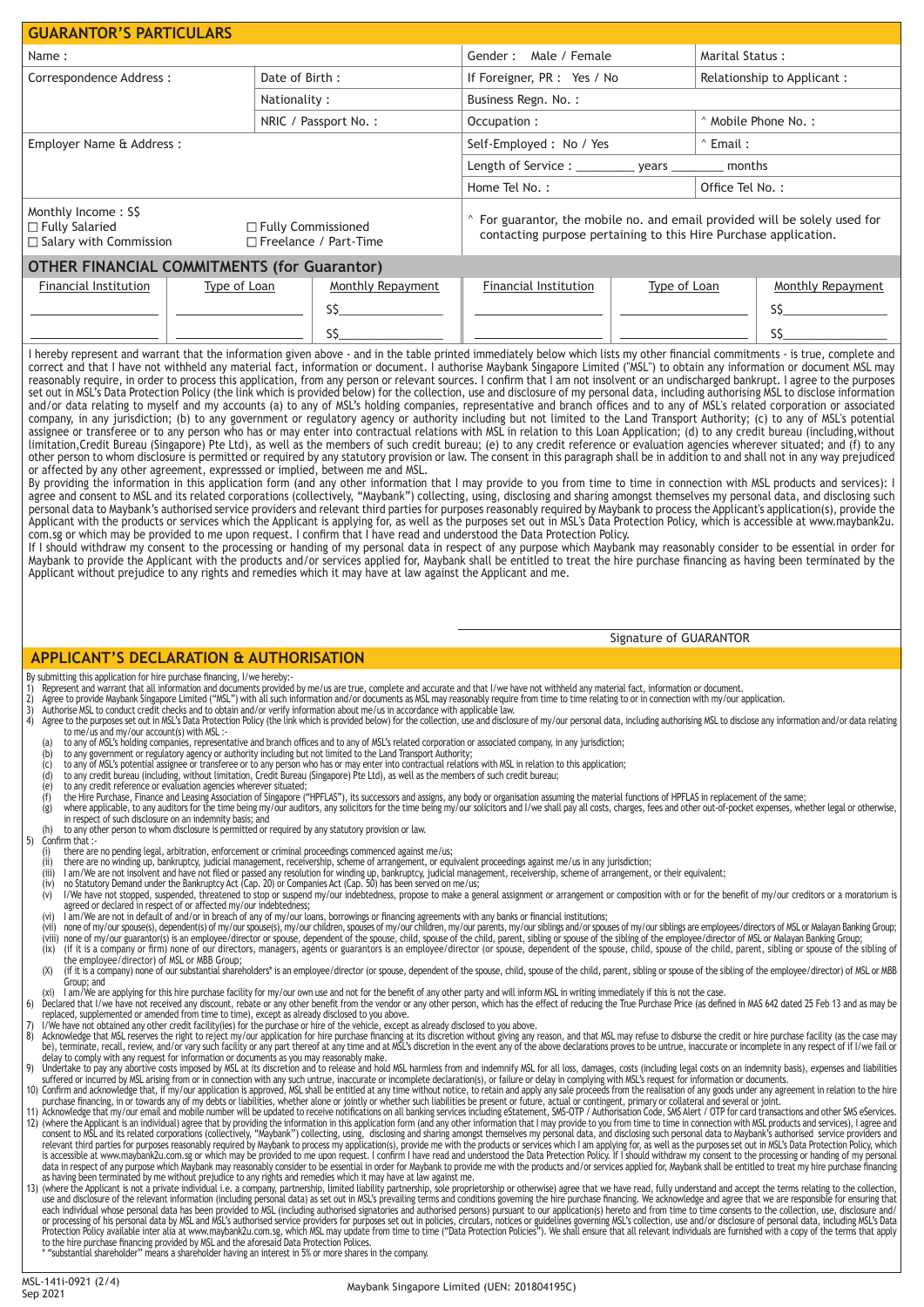## GUARANTOR'S PARTICULARS

| | | | |
|---|---|---|---|
| Name : | | Gender : Male / Female | Marital Status : |
| Correspondence Address : | Date of Birth : | If Foreigner, PR : Yes / No | Relationship to Applicant : |
| | Nationality : | Business Regn. No. : | |
| | NRIC / Passport No. : | Occupation : | ^ Mobile Phone No. : |
| Employer Name & Address : | | Self-Employed : No / Yes | ^ Email : |
| | | Length of Service : _________ years ________ months | |
| | | Home Tel No. : | Office Tel No. : |
| Monthly Income : S$ <br> ☐ Fully Salaried ☐ Fully Commissioned <br> ☐ Salary with Commission ☐ Freelance / Part-Time | | ^ For guarantor, the mobile no. and email provided will be solely used for contacting purpose pertaining to this Hire Purchase application. | |

## OTHER FINANCIAL COMMITMENTS (for Guarantor)

| Financial Institution | Type of Loan | Monthly Repayment | Financial Institution | Type of Loan | Monthly Repayment |
|---|---|---|---|---|---|
| | | S$ | | | S$ |
| | | S$ | | | S$ |

I hereby represent and warrant that the information given above - and in the table printed immediately below which lists my other financial commitments - is true, complete and correct and that I have not withheld any material fact, information or document. I authorise Maybank Singapore Limited ("MSL") to obtain any information or document MSL may reasonably require, in order to process this application, from any person or relevant sources. I confirm that I am not insolvent or an undischarged bankrupt. I agree to the purposes set out in MSL's Data Protection Policy (the link which is provided below) for the collection, use and disclosure of my personal data, including authorising MSL to disclose information and/or data relating to myself and my accounts (a) to any of MSL's holding companies, representative and branch offices and to any of MSL's related corporation or associated company, in any jurisdiction; (b) to any government or regulatory agency or authority including but not limited to the Land Transport Authority; (c) to any of MSL's potential assignee or transferee or to any person who has or may enter into contractual relations with MSL in relation to this Loan Application; (d) to any credit bureau (including, without limitation, Credit Bureau (Singapore) Pte Ltd), as well as the members of such credit bureau; (e) to any credit reference or evaluation agencies wherever situated; and (f) to any other person to whom disclosure is permitted or required by any statutory provision or law. The consent in this paragraph shall be in addition to and shall not in any way prejudiced or affected by any other agreement, expresssed or implied, between me and MSL.

By providing the information in this application form (and any other information that I may provide to you from time to time in connection with MSL products and services): I agree and consent to MSL and its related corporations (collectively, "Maybank") collecting, using, disclosing and sharing amongst themselves my personal data, and disclosing such personal data to Maybank's authorised service providers and relevant third parties for purposes reasonably required by Maybank to process the Applicant's application(s), provide the Applicant with the products or services which the Applicant is applying for, as well as the purposes set out in MSL's Data Protection Policy, which is accessible at www.maybank2u.com.sg or which may be provided to me upon request. I confirm that I have read and understood the Data Protection Policy.

If I should withdraw my consent to the processing or handling of my personal data in respect of any purpose which Maybank may reasonably consider to be essential in order for Maybank to provide the Applicant with the products and/or services applied for, Maybank shall be entitled to treat the hire purchase financing as having been terminated by the Applicant without prejudice to any rights and remedies which it may have at law against the Applicant and me.

Signature of GUARANTOR

## APPLICANT'S DECLARATION & AUTHORISATION

By submitting this application for hire purchase financing, I/we hereby:-

1) Represent and warrant that all information and documents provided by me/us are true, complete and accurate and that I/we have not withheld any material fact, information or document.
2) Agree to provide Maybank Singapore Limited ("MSL") with all such information and/or documents as MSL may reasonably require from time to time relating to or in connection with my/our application.
3) Authorise MSL to conduct credit checks and to obtain and/or verify information about me/us in accordance with applicable law.
4) Agree to the purposes set out in MSL's Data Protection Policy (the link which is provided below) for the collection, use and disclosure of my/our personal data, including authorising MSL to disclose any information and/or data relating to me/us and my/our account(s) with MSL :-
   (a) to any of MSL's holding companies, representative and branch offices and to any of MSL's related corporation or associated company, in any jurisdiction;
   (b) to any government or regulatory agency or authority including but not limited to the Land Transport Authority;
   (c) to any of MSL's potential assignee or transferee or to any person who has or may enter into contractual relations with MSL in relation to this application;
   (d) to any credit bureau (including, without limitation, Credit Bureau (Singapore) Pte Ltd), as well as the members of such credit bureau;
   (e) to any credit reference or evaluation agencies wherever situated;
   (f) the Hire Purchase, Finance and Leasing Association of Singapore ("HPFLAS"), its successors and assigns, any body or organisation assuming the material functions of HPFLAS in replacement of the same;
   (g) where applicable, to any auditors for the time being my/our auditors, any solicitors for the time being my/our solicitors and I/we shall pay all costs, charges, fees and other out-of-pocket expenses, whether legal or otherwise, in respect of such disclosure on an indemnity basis; and
   (h) to any other person to whom disclosure is permitted or required by any statutory provision or law.
5) Confirm that :-
   (i) there are no pending legal, arbitration, enforcement or criminal proceedings commenced against me/us;
   (ii) there are no winding up, bankruptcy, judicial management, receivership, scheme of arrangement, or equivalent proceedings against me/us in any jurisdiction;
   (iii) I am/We are not insolvent and have not filed or passed any resolution for winding up, bankruptcy, judicial management, receivership, scheme of arrangement, or their equivalent;
   (iv) no Statutory Demand under the Bankruptcy Act (Cap. 20) or Companies Act (Cap. 50) has been served on me/us;
   (v) I/We have not stopped, suspended, threatened to stop or suspend my/our indebtedness, propose to make a general assignment or arrangement or composition with or for the benefit of my/our creditors or a moratorium is agreed or declared in respect of or affected my/our indebtedness;
   (vi) I am/We are not in default of and/or in breach of any of my/our loans, borrowings or financing agreements with any banks or financial institutions;
   (vii) none of my/our spouse(s), dependent(s) of my/our spouse(s), my/our children, spouses of my/our children, my/our parents, my/our siblings and/or spouses of my/our siblings are employees/directors of MSL or Malayan Banking Group;
   (viii) none of my/our guarantor(s) is an employee/director or spouse, dependent of the spouse, child, spouse of the child, parent, sibling or spouse of the sibling of the employee/director of MSL or Malayan Banking Group;
   (ix) (if it is a company or firm) none of our directors, managers, agents or guarantors is an employee/director (or spouse, dependent of the spouse, child, spouse of the child, parent, sibling or spouse of the sibling of the employee/director) of MSL or MBB Group;
   (X) (if it is a company) none of our substantial shareholders* is an employee/director (or spouse, dependent of the spouse, child, spouse of the child, parent, sibling or spouse of the sibling of the employee/director) of MSL or MBB Group; and
   (xi) I am/We are applying for this hire purchase facility for my/our own use and not for the benefit of any other party and will inform MSL in writing immediately if this is not the case.
6) Declared that I/we have not received any discount, rebate or any other benefit from the vendor or any other person, which has the effect of reducing the True Purchase Price (as defined in MAS 642 dated 25 Feb 13 and as may be replaced, supplemented or amended from time to time), except as already disclosed to you above.
7) I/We have not obtained any other credit facility(ies) for the purchase or hire of the vehicle, except as already disclosed to you above.
8) Acknowledge that MSL reserves the right to reject my/our application for hire purchase financing at its discretion without giving any reason, and that MSL may refuse to disburse the credit or hire purchase facility (as the case may be), terminate, recall, review, and/or vary such facility or any part thereof at any time and at MSL's discretion in the event any of the above declarations proves to be untrue, inaccurate or incomplete in any respect of if I/we fail or delay to comply with any request for information or documents as you may reasonably make.
9) Undertake to pay any abortive costs imposed by MSL at its discretion and to release and hold MSL harmless from and indemnify MSL for all loss, damages, costs (including legal costs on an indemnity basis), expenses and liabilities suffered or incurred by MSL arising from or in connection with any such untrue, inaccurate or incomplete declaration(s), or failure or delay in complying with MSL's request for information or documents.
10) Confirm and acknowledge that, if my/our application is approved, MSL shall be entitled at any time without notice, to retain and apply any sale proceeds from the realisation of any goods under any agreement in relation to the hire purchase financing, in or towards any of my debts or liabilities, whether alone or jointly or whether such liabilities be present or future, actual or contingent, primary or collateral and several or joint.
11) Acknowledge that my/our email and mobile number will be updated to receive notifications on all banking services including eStatement, SMS-OTP / Authorisation Code, SMS Alert / OTP for card transactions and other SMS eServices.
12) (where the Applicant is an individual) agree that by providing the information in this application form (and any other information that I may provide to you from time to time in connection with MSL products and services), I agree and consent to MSL and its related corporations (collectively, "Maybank") collecting, using, disclosing and sharing amongst themselves my personal data, and disclosing such personal data to Maybank's authorised service providers and relevant third parties for purposes reasonably required by Maybank to process my application(s), provide me with the products or services which I am applying for, as well as the purposes set out in MSL's Data Protection Policy, which is accessible at www.maybank2u.com.sg or which may be provided to me upon request. I confirm that I have read and understood the Data Protection Policy. If I should withdraw my consent to the processing or handling of my personal data in respect of any purpose which Maybank may reasonably consider to be essential in order for Maybank to provide me with the products and/or services applied for, Maybank shall be entitled to treat my hire purchase financing as having been terminated by me without prejudice to any rights and remedies which it may have at law against me.
13) (where the Applicant is not a private individual i.e. a company, partnership, limited liability partnership, sole proprietorship or otherwise) agree that we have read, fully understand and accept the terms relating to the collection, use and disclosure of the relevant information (including personal data) as set out in MSL's prevailing terms and conditions governing the hire purchase financing. We acknowledge and agree that we are responsible for ensuring that each individual whose personal data has been provided to MSL (including authorised signatories and authorised persons) pursuant to our application(s) hereto and from time to time consents to the collection, use, disclosure and/or processing of his personal data by MSL and MSL's authorised service providers for purposes set out in policies, circulars, notices or guidelines governing MSL's collection, use and/or disclosure of personal data, including MSL's Data Protection Policy available inter alia at www.maybank2u.com.sg, which MSL may update from time to time ("Data Protection Policies"). We shall ensure that all relevant individuals are furnished with a copy of the terms that apply to the hire purchase financing provided by MSL and the aforesaid Data Protection Polices.

\* "substantial shareholder" means a shareholder having an interest in 5% or more shares in the company.

MSL-141i-0921 (2/4)
Sep 2021

Maybank Singapore Limited (UEN: 201804195C)